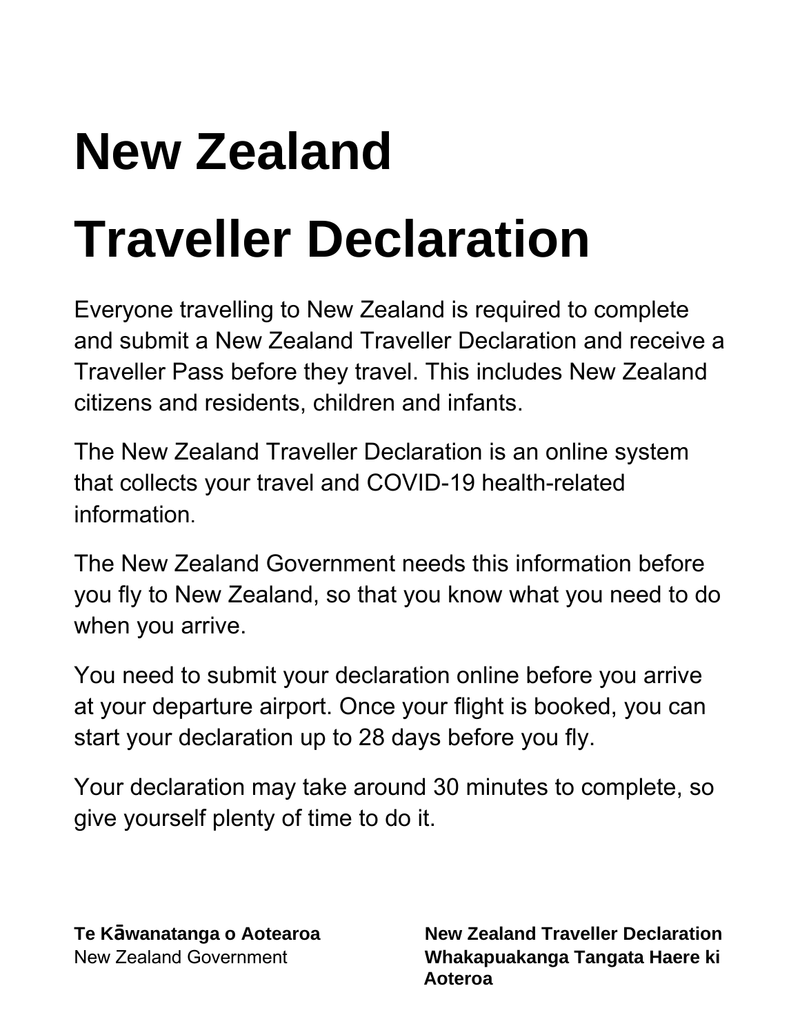# New Zealand Traveller Declaration

Everyone travelling to New Zealand is required to complete and submit a New Zealand Traveller Declaration and receive a Traveller Pass before they travel. This includes New Zealand citizens and residents, children and infants.

The New Zealand Traveller Declaration is an online system that collects your travel and COVID-19 health-related information.

The New Zealand Government needs this information before you fly to New Zealand, so that you know what you need to do when you arrive.

You need to submit your declaration online before you arrive at your departure airport. Once your flight is booked, you can start your declaration up to 28 days before you fly.

Your declaration may take around 30 minutes to complete, so give yourself plenty of time to do it.

**Te Kāwanatanga o Aotearoa**
New Zealand Government

**New Zealand Traveller Declaration**
**Whakapuakanga Tangata Haere ki Aoteroa**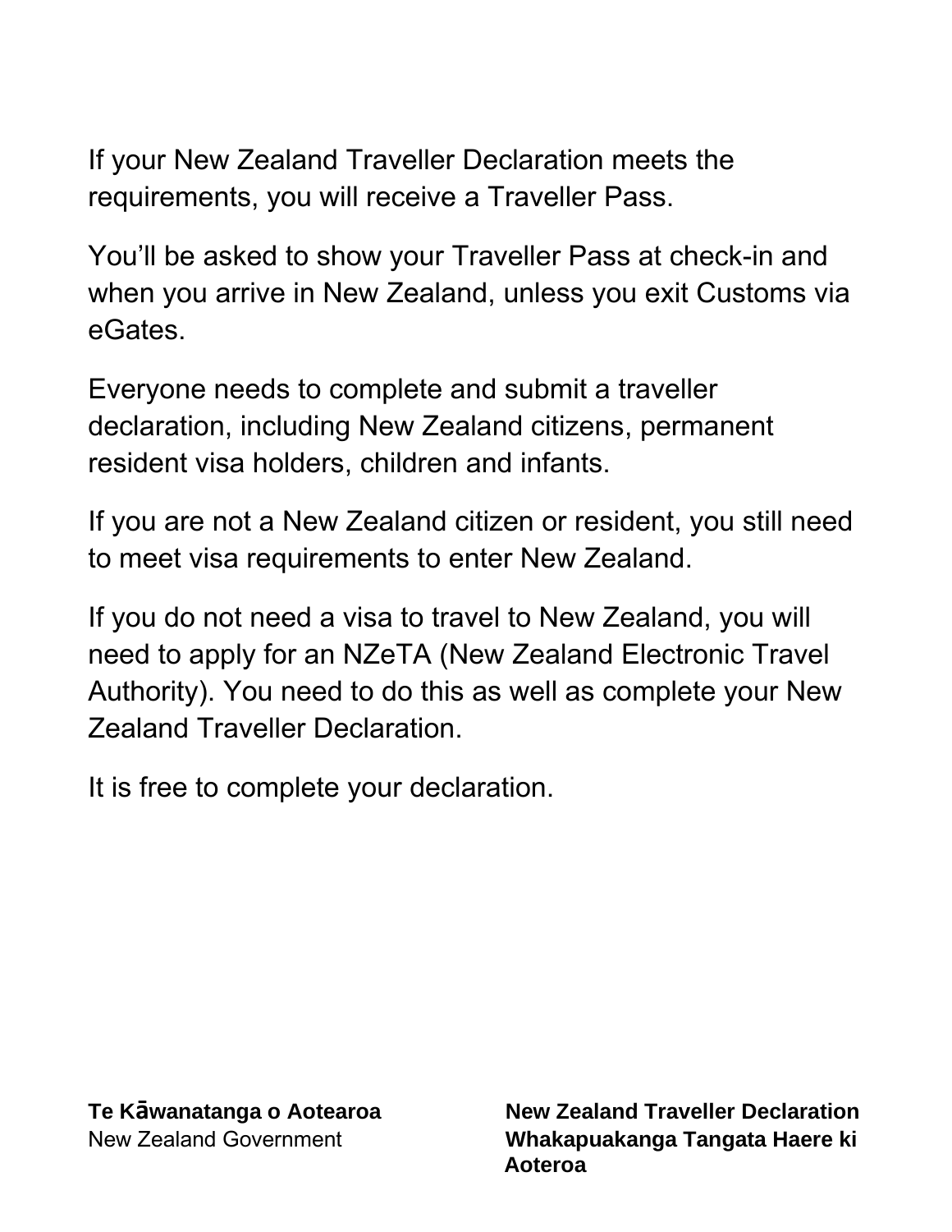If your New Zealand Traveller Declaration meets the requirements, you will receive a Traveller Pass.

You'll be asked to show your Traveller Pass at check-in and when you arrive in New Zealand, unless you exit Customs via eGates.

Everyone needs to complete and submit a traveller declaration, including New Zealand citizens, permanent resident visa holders, children and infants.

If you are not a New Zealand citizen or resident, you still need to meet visa requirements to enter New Zealand.

If you do not need a visa to travel to New Zealand, you will need to apply for an NZeTA (New Zealand Electronic Travel Authority). You need to do this as well as complete your New Zealand Traveller Declaration.

It is free to complete your declaration.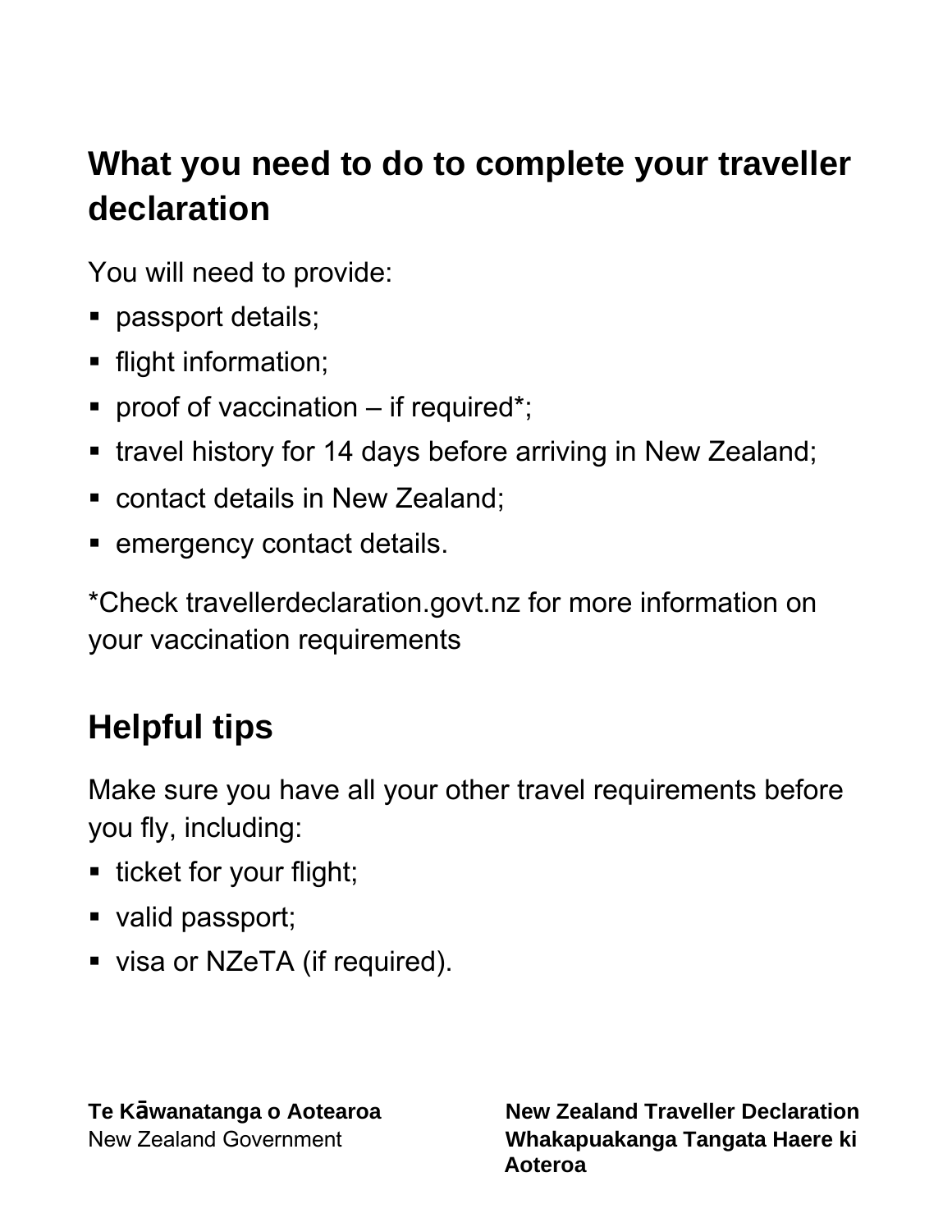## What you need to do to complete your traveller declaration

You will need to provide:

- passport details;
- flight information;
- proof of vaccination – if required*;
- travel history for 14 days before arriving in New Zealand;
- contact details in New Zealand;
- emergency contact details.

*Check travellerdeclaration.govt.nz for more information on your vaccination requirements

## Helpful tips

Make sure you have all your other travel requirements before you fly, including:

- ticket for your flight;
- valid passport;
- visa or NZeTA (if required).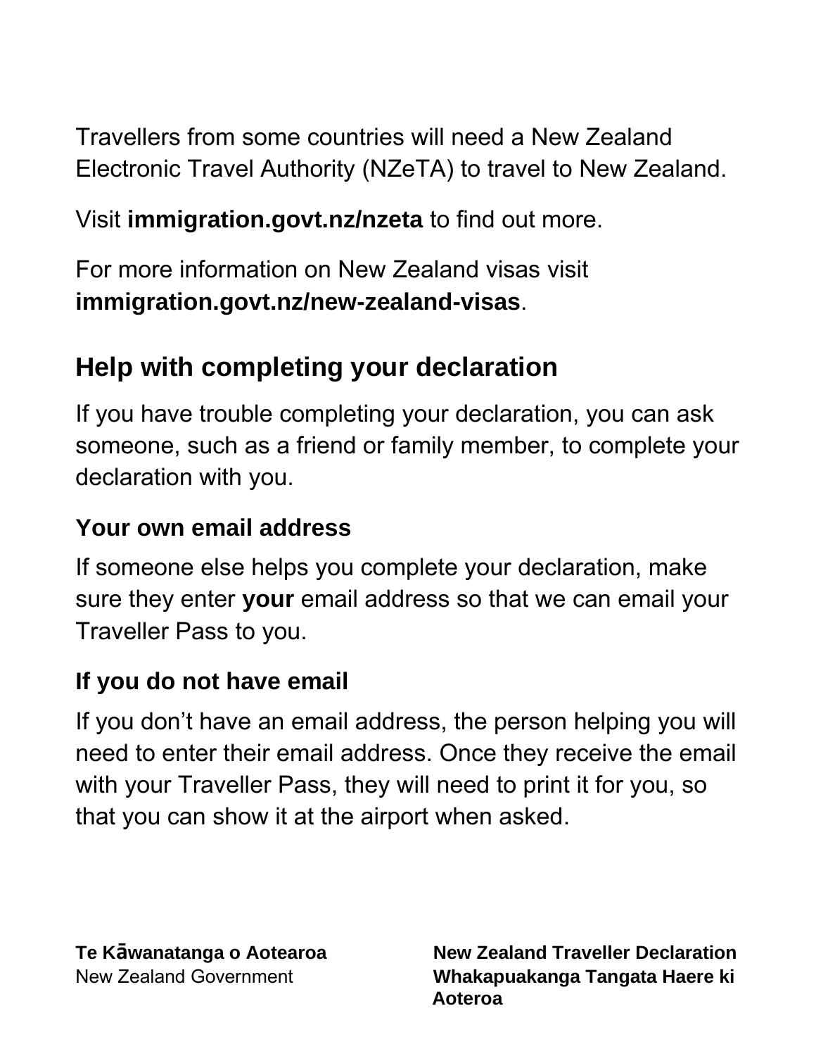Travellers from some countries will need a New Zealand Electronic Travel Authority (NZeTA) to travel to New Zealand.

Visit **immigration.govt.nz/nzeta** to find out more.

For more information on New Zealand visas visit **immigration.govt.nz/new-zealand-visas**.

## Help with completing your declaration

If you have trouble completing your declaration, you can ask someone, such as a friend or family member, to complete your declaration with you.

### Your own email address

If someone else helps you complete your declaration, make sure they enter **your** email address so that we can email your Traveller Pass to you.

### If you do not have email

If you don't have an email address, the person helping you will need to enter their email address. Once they receive the email with your Traveller Pass, they will need to print it for you, so that you can show it at the airport when asked.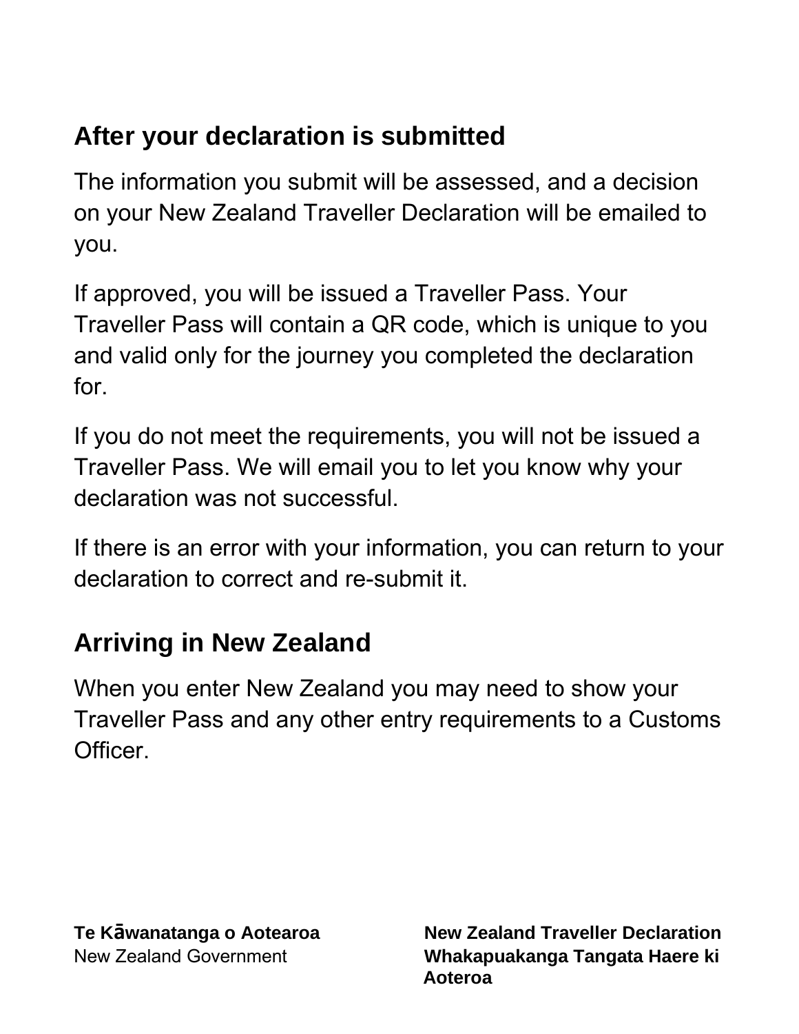## After your declaration is submitted

The information you submit will be assessed, and a decision on your New Zealand Traveller Declaration will be emailed to you.

If approved, you will be issued a Traveller Pass. Your Traveller Pass will contain a QR code, which is unique to you and valid only for the journey you completed the declaration for.

If you do not meet the requirements, you will not be issued a Traveller Pass. We will email you to let you know why your declaration was not successful.

If there is an error with your information, you can return to your declaration to correct and re-submit it.

## Arriving in New Zealand

When you enter New Zealand you may need to show your Traveller Pass and any other entry requirements to a Customs Officer.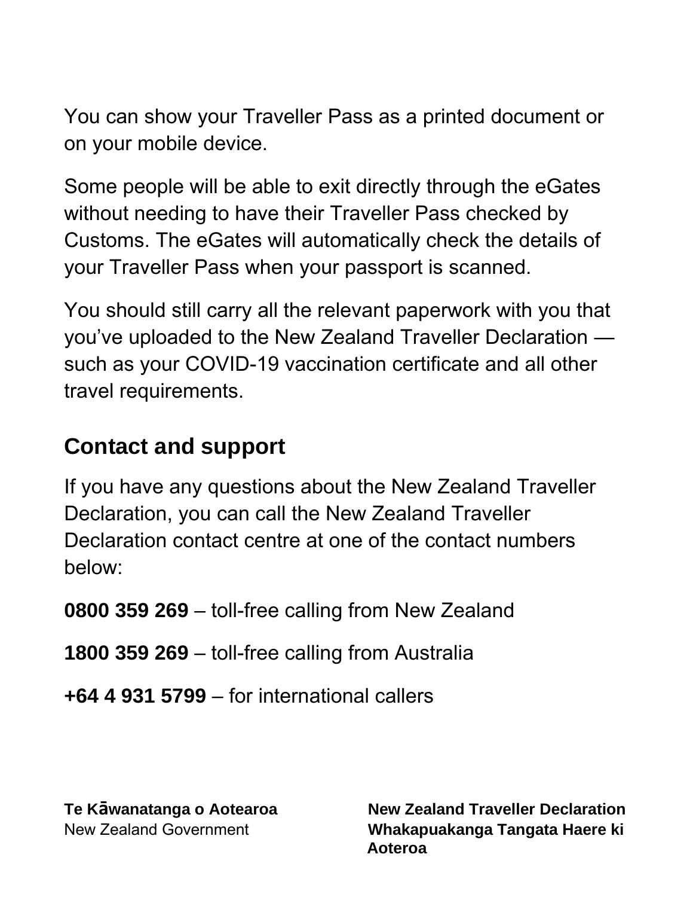You can show your Traveller Pass as a printed document or on your mobile device.

Some people will be able to exit directly through the eGates without needing to have their Traveller Pass checked by Customs. The eGates will automatically check the details of your Traveller Pass when your passport is scanned.

You should still carry all the relevant paperwork with you that you've uploaded to the New Zealand Traveller Declaration — such as your COVID-19 vaccination certificate and all other travel requirements.

## Contact and support

If you have any questions about the New Zealand Traveller Declaration, you can call the New Zealand Traveller Declaration contact centre at one of the contact numbers below:

**0800 359 269** – toll-free calling from New Zealand

**1800 359 269** – toll-free calling from Australia

**+64 4 931 5799** – for international callers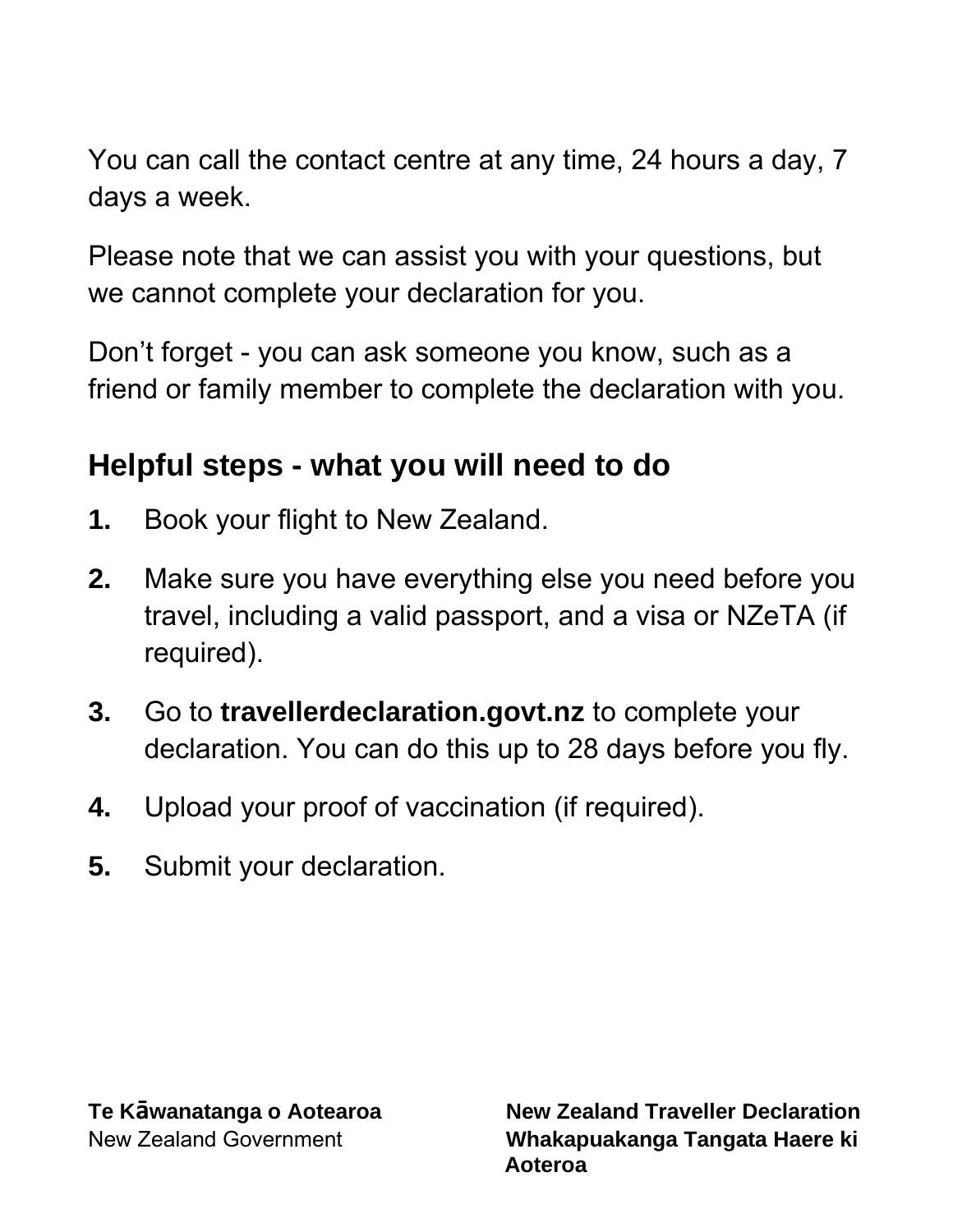You can call the contact centre at any time, 24 hours a day, 7 days a week.

Please note that we can assist you with your questions, but we cannot complete your declaration for you.

Don't forget - you can ask someone you know, such as a friend or family member to complete the declaration with you.

## Helpful steps - what you will need to do

1. Book your flight to New Zealand.
2. Make sure you have everything else you need before you travel, including a valid passport, and a visa or NZeTA (if required).
3. Go to **travellerdeclaration.govt.nz** to complete your declaration. You can do this up to 28 days before you fly.
4. Upload your proof of vaccination (if required).
5. Submit your declaration.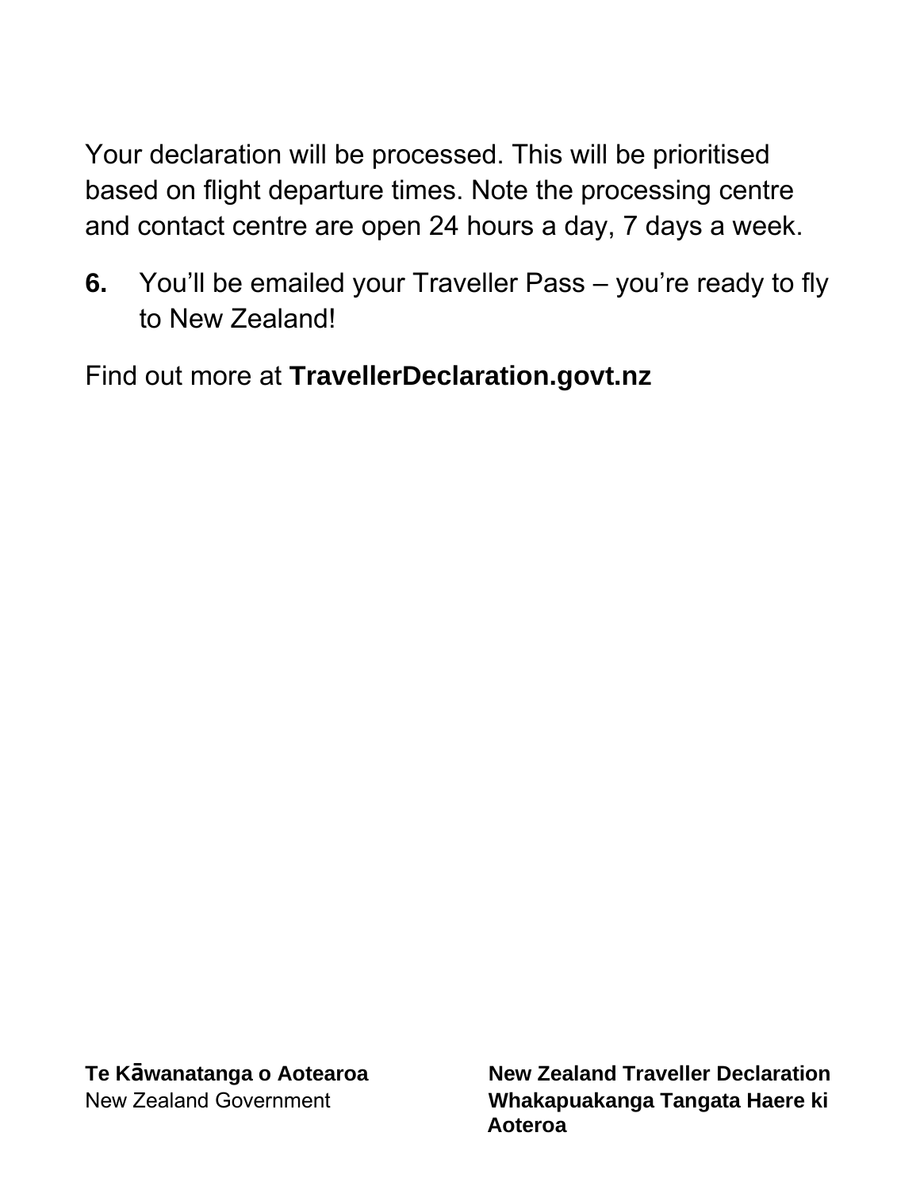Your declaration will be processed. This will be prioritised based on flight departure times. Note the processing centre and contact centre are open 24 hours a day, 7 days a week.

6. You'll be emailed your Traveller Pass – you're ready to fly to New Zealand!

Find out more at **TravellerDeclaration.govt.nz**

**Te Kāwanatanga o Aotearoa**
New Zealand Government

**New Zealand Traveller Declaration**
**Whakapuakanga Tangata Haere ki Aoteroa**